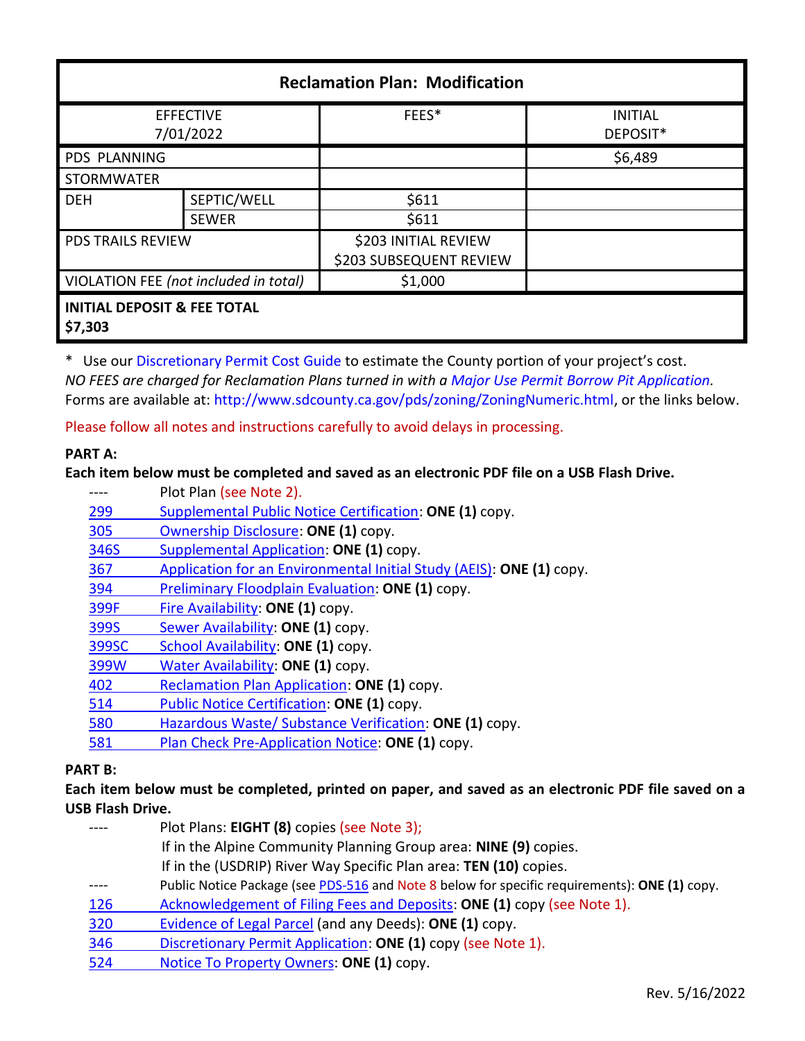| Reclamation Plan: Modification | | | |
|---|---|---|---|
| EFFECTIVE 7/01/2022 | | FEES* | INITIAL DEPOSIT* |
| PDS PLANNING | | | $6,489 |
| STORMWATER | | | |
| DEH | SEPTIC/WELL | $611 | |
| | SEWER | $611 | |
| PDS TRAILS REVIEW | | $203 INITIAL REVIEW<br>$203 SUBSEQUENT REVIEW | |
| VIOLATION FEE *(not included in total)* | | $1,000 | |
| **INITIAL DEPOSIT & FEE TOTAL $7,303** | | | |

\* Use our Discretionary Permit Cost Guide to estimate the County portion of your project's cost.
*NO FEES are charged for Reclamation Plans turned in with a Major Use Permit Borrow Pit Application.*
Forms are available at: http://www.sdcounty.ca.gov/pds/zoning/ZoningNumeric.html, or the links below.

Please follow all notes and instructions carefully to avoid delays in processing.

**PART A:**

**Each item below must be completed and saved as an electronic PDF file on a USB Flash Drive.**

- ---- Plot Plan (see Note 2).
- 299 Supplemental Public Notice Certification: **ONE (1)** copy.
- 305 Ownership Disclosure: **ONE (1)** copy.
- 346S Supplemental Application: **ONE (1)** copy.
- 367 Application for an Environmental Initial Study (AEIS): **ONE (1)** copy.
- 394 Preliminary Floodplain Evaluation: **ONE (1)** copy.
- 399F Fire Availability: **ONE (1)** copy.
- 399S Sewer Availability: **ONE (1)** copy.
- 399SC School Availability: **ONE (1)** copy.
- 399W Water Availability: **ONE (1)** copy.
- 402 Reclamation Plan Application: **ONE (1)** copy.
- 514 Public Notice Certification: **ONE (1)** copy.
- 580 Hazardous Waste/ Substance Verification: **ONE (1)** copy.
- 581 Plan Check Pre-Application Notice: **ONE (1)** copy.

**PART B:**

**Each item below must be completed, printed on paper, and saved as an electronic PDF file saved on a USB Flash Drive.**

- ---- Plot Plans: **EIGHT (8)** copies (see Note 3);
  If in the Alpine Community Planning Group area: **NINE (9)** copies.
  If in the (USDRIP) River Way Specific Plan area: **TEN (10)** copies.
- ---- Public Notice Package (see PDS-516 and Note 8 below for specific requirements): **ONE (1)** copy.
- 126 Acknowledgement of Filing Fees and Deposits: **ONE (1)** copy (see Note 1).
- 320 Evidence of Legal Parcel (and any Deeds): **ONE (1)** copy.
- 346 Discretionary Permit Application: **ONE (1)** copy (see Note 1).
- 524 Notice To Property Owners: **ONE (1)** copy.

Rev. 5/16/2022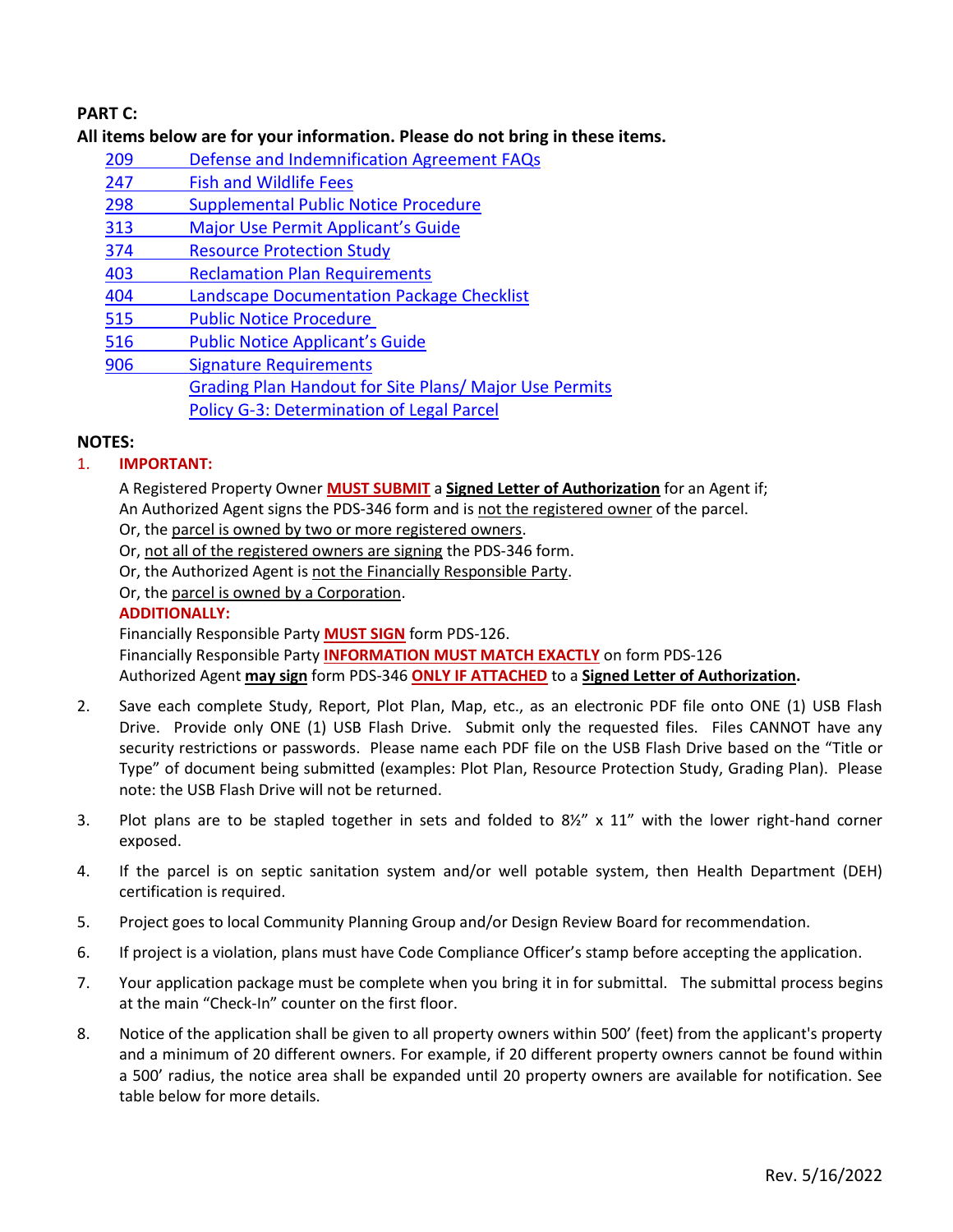**PART C:**

**All items below are for your information. Please do not bring in these items.**

- 209 Defense and Indemnification Agreement FAQs
- 247 Fish and Wildlife Fees
- 298 Supplemental Public Notice Procedure
- 313 Major Use Permit Applicant's Guide
- 374 Resource Protection Study
- 403 Reclamation Plan Requirements
- 404 Landscape Documentation Package Checklist
- 515 Public Notice Procedure
- 516 Public Notice Applicant's Guide
- 906 Signature Requirements
- Grading Plan Handout for Site Plans/ Major Use Permits
- Policy G-3: Determination of Legal Parcel

**NOTES:**

1. **IMPORTANT:**

   A Registered Property Owner **MUST SUBMIT** a **Signed Letter of Authorization** for an Agent if;
   An Authorized Agent signs the PDS-346 form and is not the registered owner of the parcel.
   Or, the parcel is owned by two or more registered owners.
   Or, not all of the registered owners are signing the PDS-346 form.
   Or, the Authorized Agent is not the Financially Responsible Party.
   Or, the parcel is owned by a Corporation.

   **ADDITIONALLY:**

   Financially Responsible Party **MUST SIGN** form PDS-126.
   Financially Responsible Party **INFORMATION MUST MATCH EXACTLY** on form PDS-126
   Authorized Agent **may sign** form PDS-346 **ONLY IF ATTACHED** to a **Signed Letter of Authorization.**

2. Save each complete Study, Report, Plot Plan, Map, etc., as an electronic PDF file onto ONE (1) USB Flash Drive. Provide only ONE (1) USB Flash Drive. Submit only the requested files. Files CANNOT have any security restrictions or passwords. Please name each PDF file on the USB Flash Drive based on the "Title or Type" of document being submitted (examples: Plot Plan, Resource Protection Study, Grading Plan). Please note: the USB Flash Drive will not be returned.

3. Plot plans are to be stapled together in sets and folded to 8½" x 11" with the lower right-hand corner exposed.

4. If the parcel is on septic sanitation system and/or well potable system, then Health Department (DEH) certification is required.

5. Project goes to local Community Planning Group and/or Design Review Board for recommendation.

6. If project is a violation, plans must have Code Compliance Officer's stamp before accepting the application.

7. Your application package must be complete when you bring it in for submittal. The submittal process begins at the main "Check-In" counter on the first floor.

8. Notice of the application shall be given to all property owners within 500' (feet) from the applicant's property and a minimum of 20 different owners. For example, if 20 different property owners cannot be found within a 500' radius, the notice area shall be expanded until 20 property owners are available for notification. See table below for more details.

Rev. 5/16/2022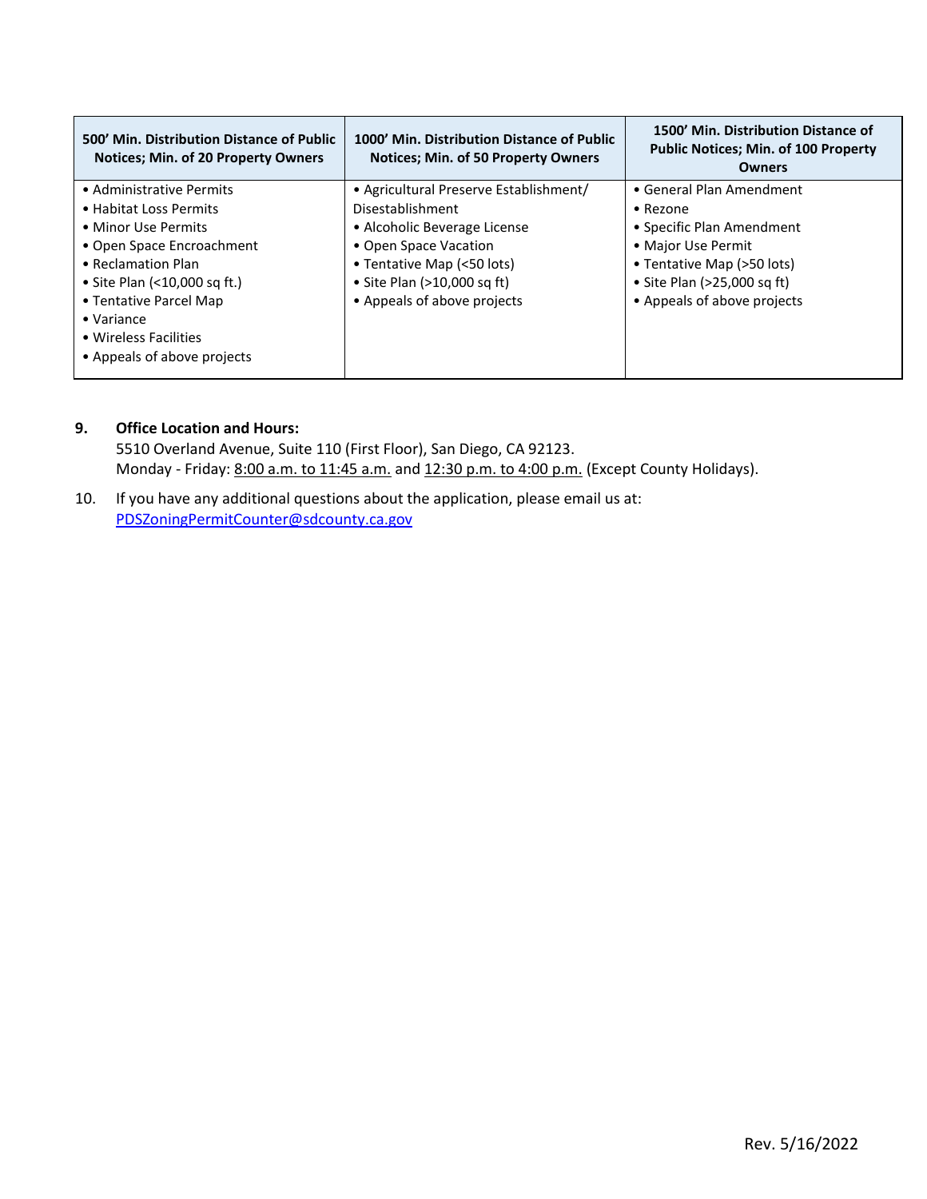| 500' Min. Distribution Distance of Public Notices; Min. of 20 Property Owners | 1000' Min. Distribution Distance of Public Notices; Min. of 50 Property Owners | 1500' Min. Distribution Distance of Public Notices; Min. of 100 Property Owners |
|---|---|---|
| • Administrative Permits<br>• Habitat Loss Permits<br>• Minor Use Permits<br>• Open Space Encroachment<br>• Reclamation Plan<br>• Site Plan (<10,000 sq ft.)<br>• Tentative Parcel Map<br>• Variance<br>• Wireless Facilities<br>• Appeals of above projects | • Agricultural Preserve Establishment/ Disestablishment<br>• Alcoholic Beverage License<br>• Open Space Vacation<br>• Tentative Map (<50 lots)<br>• Site Plan (>10,000 sq ft)<br>• Appeals of above projects | • General Plan Amendment<br>• Rezone<br>• Specific Plan Amendment<br>• Major Use Permit<br>• Tentative Map (>50 lots)<br>• Site Plan (>25,000 sq ft)<br>• Appeals of above projects |

9. **Office Location and Hours:**
   5510 Overland Avenue, Suite 110 (First Floor), San Diego, CA 92123.
   Monday - Friday: 8:00 a.m. to 11:45 a.m. and 12:30 p.m. to 4:00 p.m. (Except County Holidays).

10. If you have any additional questions about the application, please email us at: PDSZoningPermitCounter@sdcounty.ca.gov

Rev. 5/16/2022